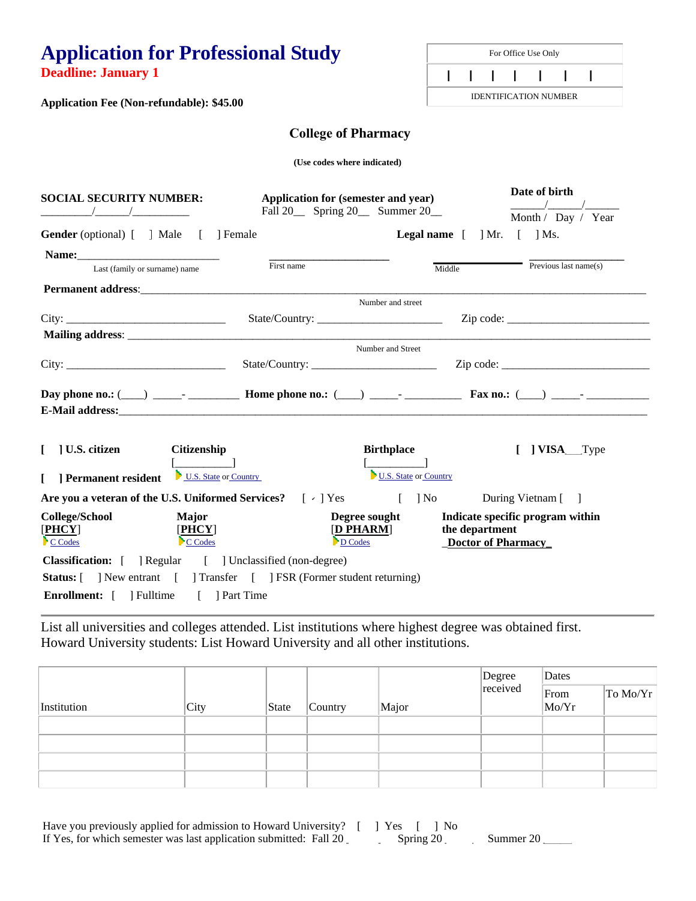# Application for Professional Study

**Deadline: January 1**

**Application Fee (Non-refundable): $45.00**

| For Office Use Only |
|---|
| &#124; &#124; &#124; &#124; &#124; &#124; &#124; |
| IDENTIFICATION NUMBER |

## College of Pharmacy

**(Use codes where indicated)**

**SOCIAL SECURITY NUMBER:** _________/______/__________

**Application for (semester and year)** Fall 20__ Spring 20__ Summer 20__

**Date of birth** ______/______/______ Month / Day / Year

**Gender** (optional) [ ] Male [ ] Female

**Legal name** [ ] Mr. [ ] Ms.

**Name:**________________________ ______________________ ____________ ______________

Last (family or surname) name First name Middle Previous last name(s)

**Permanent address**:_______________________________________________________________________
Number and street

City: ____________________________ State/Country: ______________________ Zip code: _________________________

**Mailing address**: _______________________________________________________________________
Number and Street

City: ____________________________ State/Country: ______________________ Zip code: _________________________

**Day phone no.:** (____) _____- _________ **Home phone no.:** (____) _____- __________ **Fax no.:** (____) _____- ___________

**E-Mail address:**_______________________________________________________________________

[ ] **U.S. citizen** **Citizenship** [__________] U.S. State or Country

[ ] **Permanent resident**

**Birthplace** [__________] U.S. State or Country

[ ] **VISA**___Type

**Are you a veteran of the U.S. Uniformed Services?** [ ✓ ] Yes [ ] No During Vietnam [ ]

**College/School** [**PHCY**] C Codes

**Major** [**PHCY**] C Codes

**Degree sought** [**D PHARM**] D Codes

**Indicate specific program within the department** _**Doctor of Pharmacy**_

**Classification:** [ ] Regular [ ] Unclassified (non-degree)

**Status:** [ ] New entrant [ ] Transfer [ ] FSR (Former student returning)

**Enrollment:** [ ] Fulltime [ ] Part Time

---

List all universities and colleges attended. List institutions where highest degree was obtained first.
Howard University students: List Howard University and all other institutions.

| Institution | City | State | Country | Major | Degree received | Dates From Mo/Yr | To Mo/Yr |
|---|---|---|---|---|---|---|---|
| | | | | | | | |
| | | | | | | | |
| | | | | | | | |
| | | | | | | | |

Have you previously applied for admission to Howard University? [ ] Yes [ ] No
If Yes, for which semester was last application submitted: Fall 20 ___ Spring 20 ___ Summer 20 _____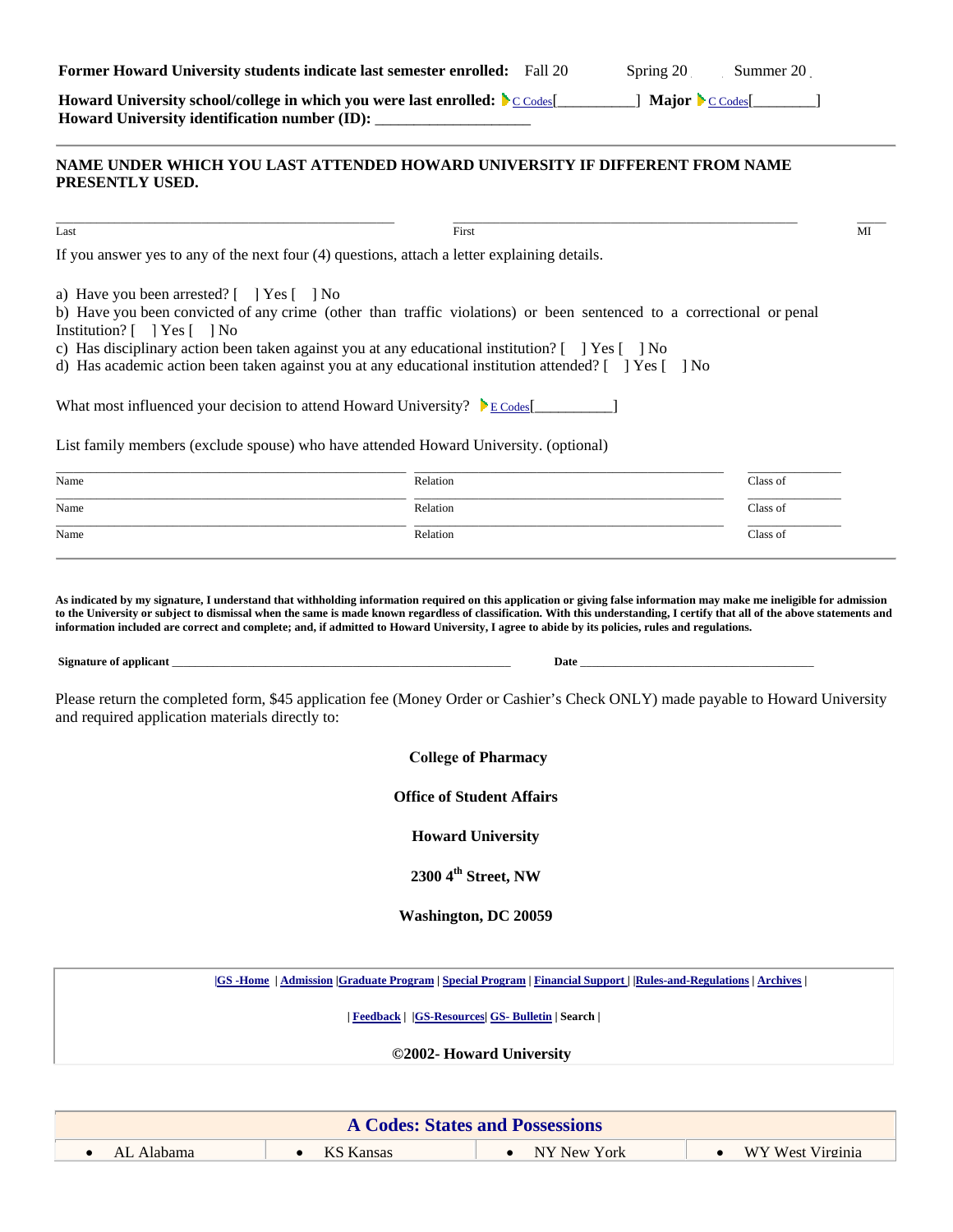**Former Howard University students indicate last semester enrolled:** Fall 20 Spring 20 Summer 20

**Howard University school/college in which you were last enrolled:** C Codes[__________] **Major** C Codes[________]
**Howard University identification number (ID):** ___________________

## NAME UNDER WHICH YOU LAST ATTENDED HOWARD UNIVERSITY IF DIFFERENT FROM NAME PRESENTLY USED.

| Last | First | MI |
|---|---|---|
| | | |

If you answer yes to any of the next four (4) questions, attach a letter explaining details.

a) Have you been arrested? [ ] Yes [ ] No
b) Have you been convicted of any crime (other than traffic violations) or been sentenced to a correctional or penal Institution? [ ] Yes [ ] No
c) Has disciplinary action been taken against you at any educational institution? [ ] Yes [ ] No
d) Has academic action been taken against you at any educational institution attended? [ ] Yes [ ] No

What most influenced your decision to attend Howard University? E Codes[__________]

List family members (exclude spouse) who have attended Howard University. (optional)

| Name | Relation | Class of |
|---|---|---|
| Name | Relation | Class of |
| Name | Relation | Class of |

**As indicated by my signature, I understand that withholding information required on this application or giving false information may make me ineligible for admission to the University or subject to dismissal when the same is made known regardless of classification. With this understanding, I certify that all of the above statements and information included are correct and complete; and, if admitted to Howard University, I agree to abide by its policies, rules and regulations.**

**Signature of applicant** ______________________________ **Date** ____________________

Please return the completed form, $45 application fee (Money Order or Cashier's Check ONLY) made payable to Howard University and required application materials directly to:

**College of Pharmacy**

**Office of Student Affairs**

**Howard University**

**2300 4th Street, NW**

**Washington, DC 20059**

|GS -Home | Admission |Graduate Program | Special Program | Financial Support | |Rules-and-Regulations | Archives |

| Feedback | |GS-Resources| GS- Bulletin | Search |

**©2002- Howard University**

## A Codes: States and Possessions

| | | | |
|---|---|---|---|
| • AL Alabama | • KS Kansas | • NY New York | • WY West Virginia |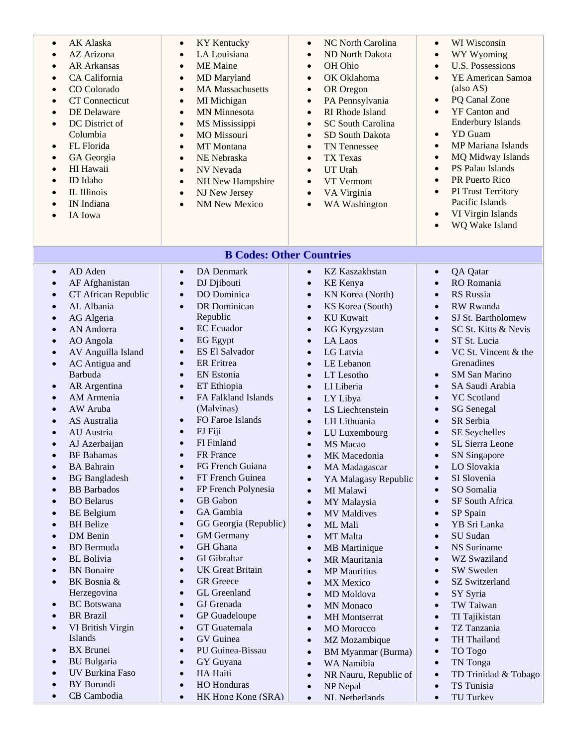- AK Alaska
- AZ Arizona
- AR Arkansas
- CA California
- CO Colorado
- CT Connecticut
- DE Delaware
- DC District of Columbia
- FL Florida
- GA Georgia
- HI Hawaii
- ID Idaho
- IL Illinois
- IN Indiana
- IA Iowa
- KY Kentucky
- LA Louisiana
- ME Maine
- MD Maryland
- MA Massachusetts
- MI Michigan
- MN Minnesota
- MS Mississippi
- MO Missouri
- MT Montana
- NE Nebraska
- NV Nevada
- NH New Hampshire
- NJ New Jersey
- NM New Mexico
- NC North Carolina
- ND North Dakota
- OH Ohio
- OK Oklahoma
- OR Oregon
- PA Pennsylvania
- RI Rhode Island
- SC South Carolina
- SD South Dakota
- TN Tennessee
- TX Texas
- UT Utah
- VT Vermont
- VA Virginia
- WA Washington
- WI Wisconsin
- WY Wyoming
- U.S. Possessions
- YE American Samoa (also AS)
- PQ Canal Zone
- YF Canton and Enderbury Islands
- YD Guam
- MP Mariana Islands
- MQ Midway Islands
- PS Palau Islands
- PR Puerto Rico
- PI Trust Territory Pacific Islands
- VI Virgin Islands
- WQ Wake Island

## B Codes: Other Countries

- AD Aden
- AF Afghanistan
- CT African Republic
- AL Albania
- AG Algeria
- AN Andorra
- AO Angola
- AV Anguilla Island
- AC Antigua and Barbuda
- AR Argentina
- AM Armenia
- AW Aruba
- AS Australia
- AU Austria
- AJ Azerbaijan
- BF Bahamas
- BA Bahrain
- BG Bangladesh
- BB Barbados
- BO Belarus
- BE Belgium
- BH Belize
- DM Benin
- BD Bermuda
- BL Bolivia
- BN Bonaire
- BK Bosnia & Herzegovina
- BC Botswana
- BR Brazil
- VI British Virgin Islands
- BX Brunei
- BU Bulgaria
- UV Burkina Faso
- BY Burundi
- CB Cambodia
- DA Denmark
- DJ Djibouti
- DO Dominica
- DR Dominican Republic
- EC Ecuador
- EG Egypt
- ES El Salvador
- ER Eritrea
- EN Estonia
- ET Ethiopia
- FA Falkland Islands (Malvinas)
- FO Faroe Islands
- FJ Fiji
- FI Finland
- FR France
- FG French Guiana
- FT French Guinea
- FP French Polynesia
- GB Gabon
- GA Gambia
- GG Georgia (Republic)
- GM Germany
- GH Ghana
- GI Gibraltar
- UK Great Britain
- GR Greece
- GL Greenland
- GJ Grenada
- GP Guadeloupe
- GT Guatemala
- GV Guinea
- PU Guinea-Bissau
- GY Guyana
- HA Haiti
- HO Honduras
- HK Hong Kong (SRA)
- KZ Kaszakhstan
- KE Kenya
- KN Korea (North)
- KS Korea (South)
- KU Kuwait
- KG Kyrgyzstan
- LA Laos
- LG Latvia
- LE Lebanon
- LT Lesotho
- LI Liberia
- LY Libya
- LS Liechtenstein
- LH Lithuania
- LU Luxembourg
- MS Macao
- MK Macedonia
- MA Madagascar
- YA Malagasy Republic
- MI Malawi
- MY Malaysia
- MV Maldives
- ML Mali
- MT Malta
- MB Martinique
- MR Mauritania
- MP Mauritius
- MX Mexico
- MD Moldova
- MN Monaco
- MH Montserrat
- MO Morocco
- MZ Mozambique
- BM Myanmar (Burma)
- WA Namibia
- NR Nauru, Republic of
- NP Nepal
- NL Netherlands
- QA Qatar
- RO Romania
- RS Russia
- RW Rwanda
- SJ St. Bartholomew
- SC St. Kitts & Nevis
- ST St. Lucia
- VC St. Vincent & the Grenadines
- SM San Marino
- SA Saudi Arabia
- YC Scotland
- SG Senegal
- SR Serbia
- SE Seychelles
- SL Sierra Leone
- SN Singapore
- LO Slovakia
- SI Slovenia
- SO Somalia
- SF South Africa
- SP Spain
- YB Sri Lanka
- SU Sudan
- NS Suriname
- WZ Swaziland
- SW Sweden
- SZ Switzerland
- SY Syria
- TW Taiwan
- TI Tajikistan
- TZ Tanzania
- TH Thailand
- TO Togo
- TN Tonga
- TD Trinidad & Tobago
- TS Tunisia
- TU Turkey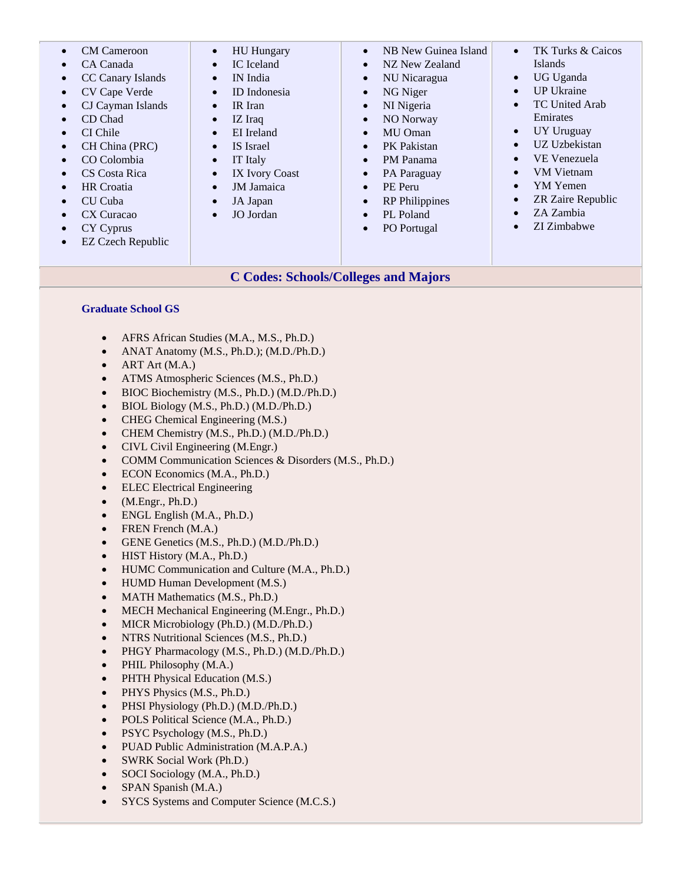- CM Cameroon
- CA Canada
- CC Canary Islands
- CV Cape Verde
- CJ Cayman Islands
- CD Chad
- CI Chile
- CH China (PRC)
- CO Colombia
- CS Costa Rica
- HR Croatia
- CU Cuba
- CX Curacao
- CY Cyprus
- EZ Czech Republic

- HU Hungary
- IC Iceland
- IN India
- ID Indonesia
- IR Iran
- IZ Iraq
- EI Ireland
- IS Israel
- IT Italy
- IX Ivory Coast
- JM Jamaica
- JA Japan
- JO Jordan

- NB New Guinea Island
- NZ New Zealand
- NU Nicaragua
- NG Niger
- NI Nigeria
- NO Norway
- MU Oman
- PK Pakistan
- PM Panama
- PA Paraguay
- PE Peru
- RP Philippines
- PL Poland
- PO Portugal

- TK Turks & Caicos Islands
- UG Uganda
- UP Ukraine
- TC United Arab Emirates
- UY Uruguay
- UZ Uzbekistan
- VE Venezuela
- VM Vietnam
- YM Yemen
- ZR Zaire Republic
- ZA Zambia
- ZI Zimbabwe

## C Codes: Schools/Colleges and Majors

**Graduate School GS**

- AFRS African Studies (M.A., M.S., Ph.D.)
- ANAT Anatomy (M.S., Ph.D.); (M.D./Ph.D.)
- ART Art (M.A.)
- ATMS Atmospheric Sciences (M.S., Ph.D.)
- BIOC Biochemistry (M.S., Ph.D.) (M.D./Ph.D.)
- BIOL Biology (M.S., Ph.D.) (M.D./Ph.D.)
- CHEG Chemical Engineering (M.S.)
- CHEM Chemistry (M.S., Ph.D.) (M.D./Ph.D.)
- CIVL Civil Engineering (M.Engr.)
- COMM Communication Sciences & Disorders (M.S., Ph.D.)
- ECON Economics (M.A., Ph.D.)
- ELEC Electrical Engineering
- (M.Engr., Ph.D.)
- ENGL English (M.A., Ph.D.)
- FREN French (M.A.)
- GENE Genetics (M.S., Ph.D.) (M.D./Ph.D.)
- HIST History (M.A., Ph.D.)
- HUMC Communication and Culture (M.A., Ph.D.)
- HUMD Human Development (M.S.)
- MATH Mathematics (M.S., Ph.D.)
- MECH Mechanical Engineering (M.Engr., Ph.D.)
- MICR Microbiology (Ph.D.) (M.D./Ph.D.)
- NTRS Nutritional Sciences (M.S., Ph.D.)
- PHGY Pharmacology (M.S., Ph.D.) (M.D./Ph.D.)
- PHIL Philosophy (M.A.)
- PHTH Physical Education (M.S.)
- PHYS Physics (M.S., Ph.D.)
- PHSI Physiology (Ph.D.) (M.D./Ph.D.)
- POLS Political Science (M.A., Ph.D.)
- PSYC Psychology (M.S., Ph.D.)
- PUAD Public Administration (M.A.P.A.)
- SWRK Social Work (Ph.D.)
- SOCI Sociology (M.A., Ph.D.)
- SPAN Spanish (M.A.)
- SYCS Systems and Computer Science (M.C.S.)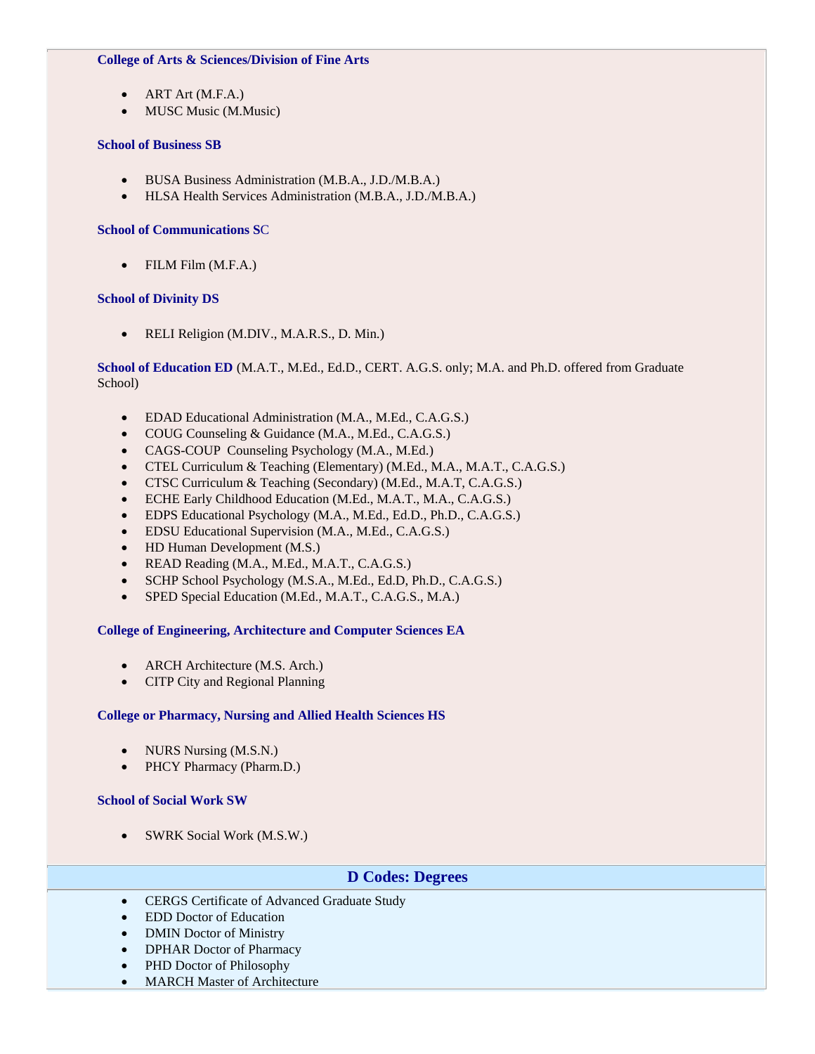**College of Arts & Sciences/Division of Fine Arts**

- ART Art (M.F.A.)
- MUSC Music (M.Music)

**School of Business SB**

- BUSA Business Administration (M.B.A., J.D./M.B.A.)
- HLSA Health Services Administration (M.B.A., J.D./M.B.A.)

**School of Communications SC**

- FILM Film (M.F.A.)

**School of Divinity DS**

- RELI Religion (M.DIV., M.A.R.S., D. Min.)

**School of Education ED** (M.A.T., M.Ed., Ed.D., CERT. A.G.S. only; M.A. and Ph.D. offered from Graduate School)

- EDAD Educational Administration (M.A., M.Ed., C.A.G.S.)
- COUG Counseling & Guidance (M.A., M.Ed., C.A.G.S.)
- CAGS-COUP Counseling Psychology (M.A., M.Ed.)
- CTEL Curriculum & Teaching (Elementary) (M.Ed., M.A., M.A.T., C.A.G.S.)
- CTSC Curriculum & Teaching (Secondary) (M.Ed., M.A.T, C.A.G.S.)
- ECHE Early Childhood Education (M.Ed., M.A.T., M.A., C.A.G.S.)
- EDPS Educational Psychology (M.A., M.Ed., Ed.D., Ph.D., C.A.G.S.)
- EDSU Educational Supervision (M.A., M.Ed., C.A.G.S.)
- HD Human Development (M.S.)
- READ Reading (M.A., M.Ed., M.A.T., C.A.G.S.)
- SCHP School Psychology (M.S.A., M.Ed., Ed.D, Ph.D., C.A.G.S.)
- SPED Special Education (M.Ed., M.A.T., C.A.G.S., M.A.)

**College of Engineering, Architecture and Computer Sciences EA**

- ARCH Architecture (M.S. Arch.)
- CITP City and Regional Planning

**College or Pharmacy, Nursing and Allied Health Sciences HS**

- NURS Nursing (M.S.N.)
- PHCY Pharmacy (Pharm.D.)

**School of Social Work SW**

- SWRK Social Work (M.S.W.)

## D Codes: Degrees

- CERGS Certificate of Advanced Graduate Study
- EDD Doctor of Education
- DMIN Doctor of Ministry
- DPHAR Doctor of Pharmacy
- PHD Doctor of Philosophy
- MARCH Master of Architecture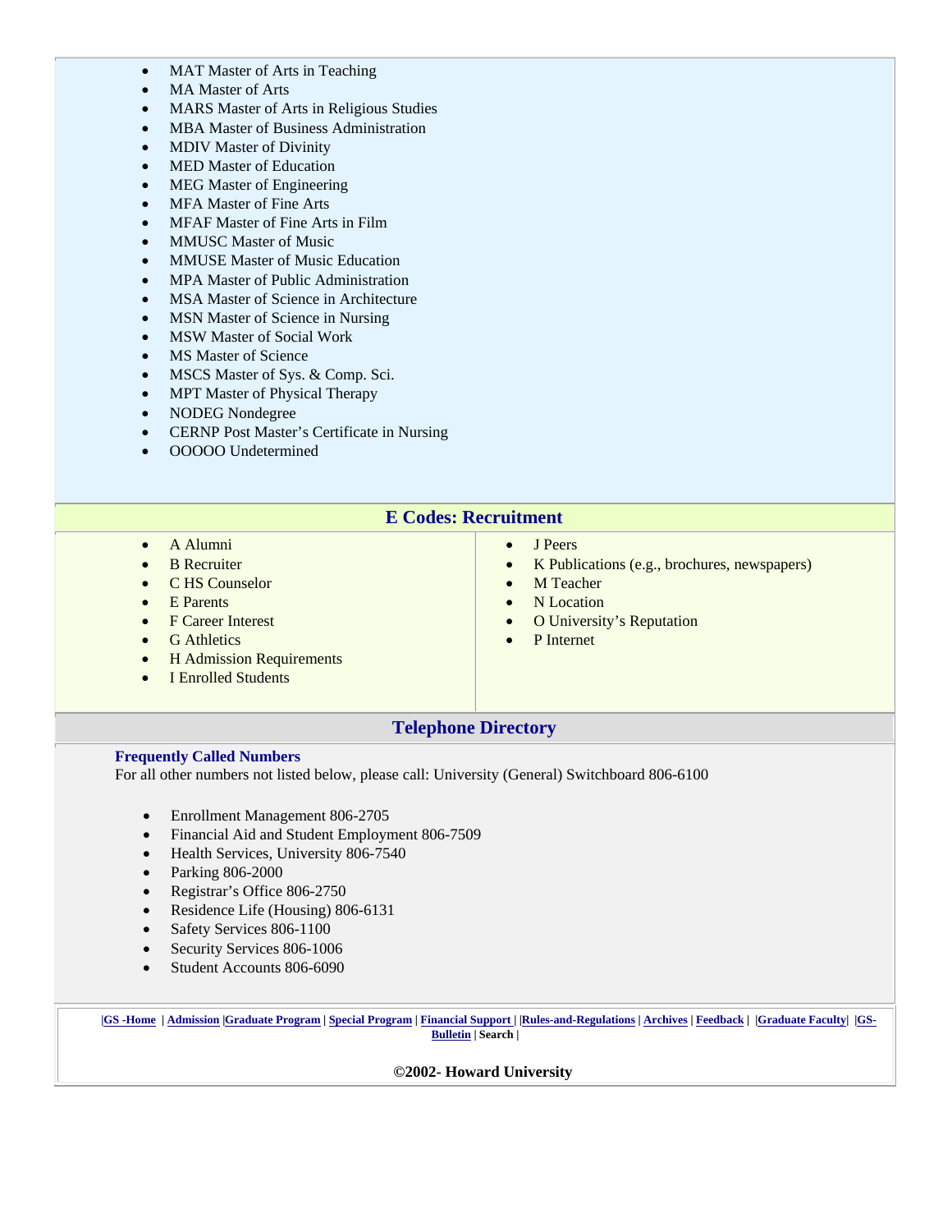- MAT Master of Arts in Teaching
- MA Master of Arts
- MARS Master of Arts in Religious Studies
- MBA Master of Business Administration
- MDIV Master of Divinity
- MED Master of Education
- MEG Master of Engineering
- MFA Master of Fine Arts
- MFAF Master of Fine Arts in Film
- MMUSC Master of Music
- MMUSE Master of Music Education
- MPA Master of Public Administration
- MSA Master of Science in Architecture
- MSN Master of Science in Nursing
- MSW Master of Social Work
- MS Master of Science
- MSCS Master of Sys. & Comp. Sci.
- MPT Master of Physical Therapy
- NODEG Nondegree
- CERNP Post Master's Certificate in Nursing
- OOOOO Undetermined

## E Codes: Recruitment

- A Alumni
- B Recruiter
- C HS Counselor
- E Parents
- F Career Interest
- G Athletics
- H Admission Requirements
- I Enrolled Students
- J Peers
- K Publications (e.g., brochures, newspapers)
- M Teacher
- N Location
- O University's Reputation
- P Internet

## Telephone Directory

**Frequently Called Numbers**

For all other numbers not listed below, please call: University (General) Switchboard 806-6100

- Enrollment Management 806-2705
- Financial Aid and Student Employment 806-7509
- Health Services, University 806-7540
- Parking 806-2000
- Registrar's Office 806-2750
- Residence Life (Housing) 806-6131
- Safety Services 806-1100
- Security Services 806-1006
- Student Accounts 806-6090

|GS -Home | Admission |Graduate Program | Special Program | Financial Support | |Rules-and-Regulations | Archives | Feedback | |Graduate Faculty| |GS-Bulletin | Search |

**©2002- Howard University**